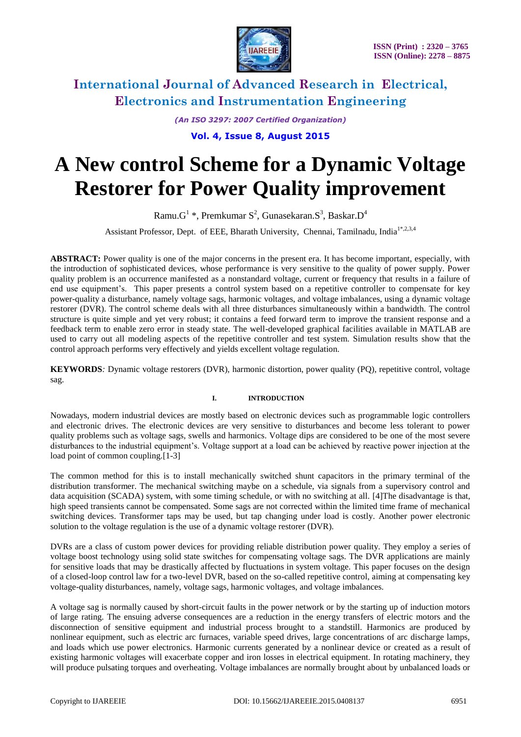# A New control Scheme for a Dynamic Voltage Restorer for Power Quality improvement

Ramu.G[1] *, Premkumar S[2], Gunasekaran.S[3], Baskar.D[4]

Assistant Professor, Dept. of EEE, Bharath University, Chennai, Tamilnadu, India[1*,2,3,4]

**ABSTRACT:** Power quality is one of the major concerns in the present era. It has become important, especially, with the introduction of sophisticated devices, whose performance is very sensitive to the quality of power supply. Power quality problem is an occurrence manifested as a nonstandard voltage, current or frequency that results in a failure of end use equipment's. This paper presents a control system based on a repetitive controller to compensate for key power-quality a disturbance, namely voltage sags, harmonic voltages, and voltage imbalances, using a dynamic voltage restorer (DVR). The control scheme deals with all three disturbances simultaneously within a bandwidth. The control structure is quite simple and yet very robust; it contains a feed forward term to improve the transient response and a feedback term to enable zero error in steady state. The well-developed graphical facilities available in MATLAB are used to carry out all modeling aspects of the repetitive controller and test system. Simulation results show that the control approach performs very effectively and yields excellent voltage regulation.

**KEYWORDS***:* Dynamic voltage restorers (DVR), harmonic distortion, power quality (PQ), repetitive control, voltage sag.

## I. INTRODUCTION

Nowadays, modern industrial devices are mostly based on electronic devices such as programmable logic controllers and electronic drives. The electronic devices are very sensitive to disturbances and become less tolerant to power quality problems such as voltage sags, swells and harmonics. Voltage dips are considered to be one of the most severe disturbances to the industrial equipment's. Voltage support at a load can be achieved by reactive power injection at the load point of common coupling.[1-3]

The common method for this is to install mechanically switched shunt capacitors in the primary terminal of the distribution transformer. The mechanical switching maybe on a schedule, via signals from a supervisory control and data acquisition (SCADA) system, with some timing schedule, or with no switching at all. [4]The disadvantage is that, high speed transients cannot be compensated. Some sags are not corrected within the limited time frame of mechanical switching devices. Transformer taps may be used, but tap changing under load is costly. Another power electronic solution to the voltage regulation is the use of a dynamic voltage restorer (DVR).

DVRs are a class of custom power devices for providing reliable distribution power quality. They employ a series of voltage boost technology using solid state switches for compensating voltage sags. The DVR applications are mainly for sensitive loads that may be drastically affected by fluctuations in system voltage. This paper focuses on the design of a closed-loop control law for a two-level DVR, based on the so-called repetitive control, aiming at compensating key voltage-quality disturbances, namely, voltage sags, harmonic voltages, and voltage imbalances.

A voltage sag is normally caused by short-circuit faults in the power network or by the starting up of induction motors of large rating. The ensuing adverse consequences are a reduction in the energy transfers of electric motors and the disconnection of sensitive equipment and industrial process brought to a standstill. Harmonics are produced by nonlinear equipment, such as electric arc furnaces, variable speed drives, large concentrations of arc discharge lamps, and loads which use power electronics. Harmonic currents generated by a nonlinear device or created as a result of existing harmonic voltages will exacerbate copper and iron losses in electrical equipment. In rotating machinery, they will produce pulsating torques and overheating. Voltage imbalances are normally brought about by unbalanced loads or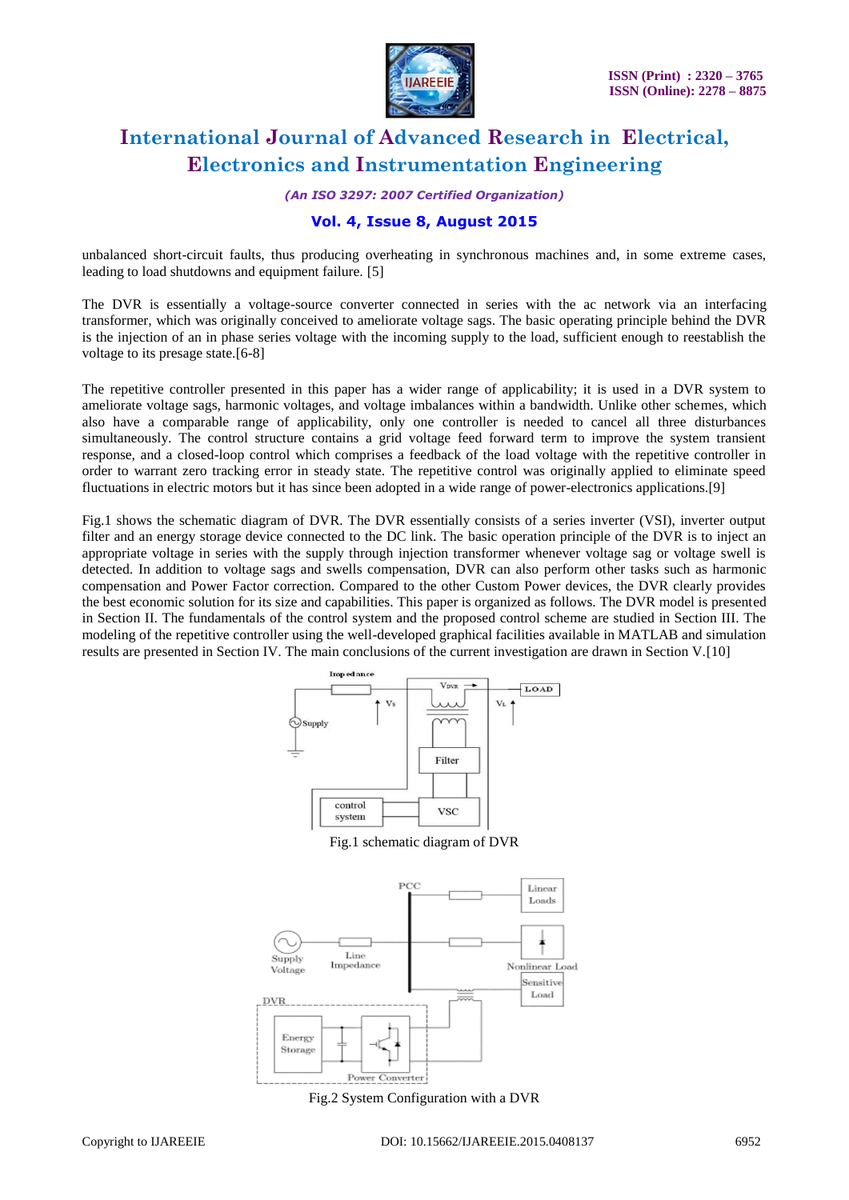unbalanced short-circuit faults, thus producing overheating in synchronous machines and, in some extreme cases, leading to load shutdowns and equipment failure. [5]

The DVR is essentially a voltage-source converter connected in series with the ac network via an interfacing transformer, which was originally conceived to ameliorate voltage sags. The basic operating principle behind the DVR is the injection of an in phase series voltage with the incoming supply to the load, sufficient enough to reestablish the voltage to its presage state.[6-8]

The repetitive controller presented in this paper has a wider range of applicability; it is used in a DVR system to ameliorate voltage sags, harmonic voltages, and voltage imbalances within a bandwidth. Unlike other schemes, which also have a comparable range of applicability, only one controller is needed to cancel all three disturbances simultaneously. The control structure contains a grid voltage feed forward term to improve the system transient response, and a closed-loop control which comprises a feedback of the load voltage with the repetitive controller in order to warrant zero tracking error in steady state. The repetitive control was originally applied to eliminate speed fluctuations in electric motors but it has since been adopted in a wide range of power-electronics applications.[9]

Fig.1 shows the schematic diagram of DVR. The DVR essentially consists of a series inverter (VSI), inverter output filter and an energy storage device connected to the DC link. The basic operation principle of the DVR is to inject an appropriate voltage in series with the supply through injection transformer whenever voltage sag or voltage swell is detected. In addition to voltage sags and swells compensation, DVR can also perform other tasks such as harmonic compensation and Power Factor correction. Compared to the other Custom Power devices, the DVR clearly provides the best economic solution for its size and capabilities. This paper is organized as follows. The DVR model is presented in Section II. The fundamentals of the control system and the proposed control scheme are studied in Section III. The modeling of the repetitive controller using the well-developed graphical facilities available in MATLAB and simulation results are presented in Section IV. The main conclusions of the current investigation are drawn in Section V.[10]

Fig.1 schematic diagram of DVR

Fig.2 System Configuration with a DVR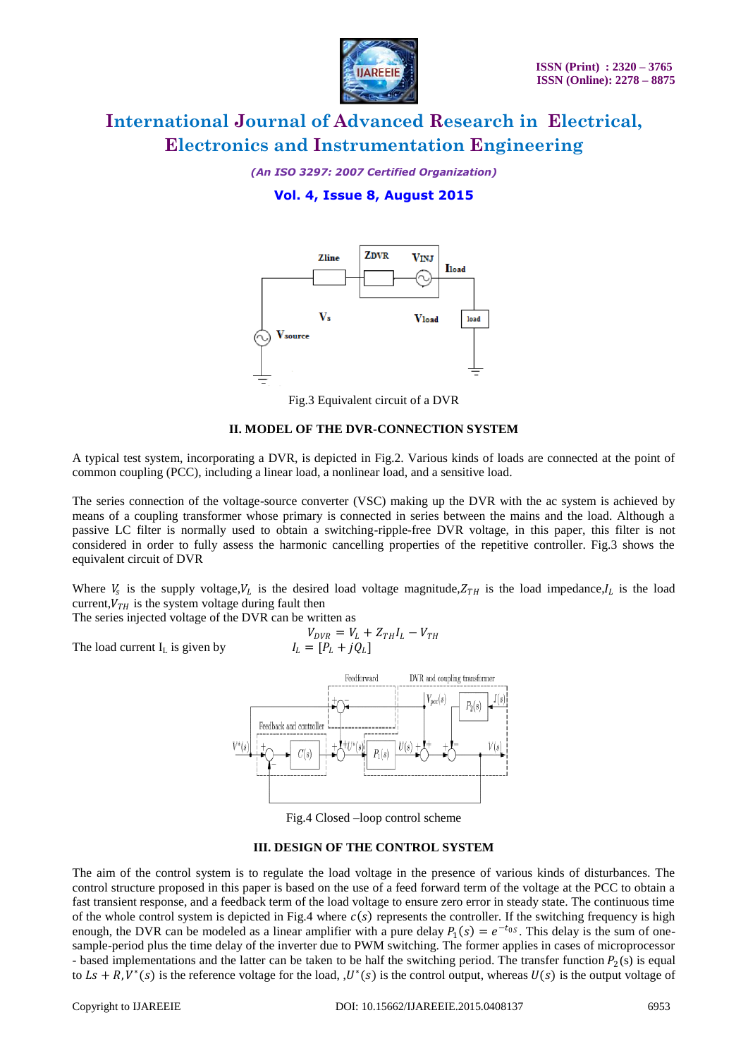Fig.3 Equivalent circuit of a DVR

## II. MODEL OF THE DVR-CONNECTION SYSTEM

A typical test system, incorporating a DVR, is depicted in Fig.2. Various kinds of loads are connected at the point of common coupling (PCC), including a linear load, a nonlinear load, and a sensitive load.

The series connection of the voltage-source converter (VSC) making up the DVR with the ac system is achieved by means of a coupling transformer whose primary is connected in series between the mains and the load. Although a passive LC filter is normally used to obtain a switching-ripple-free DVR voltage, in this paper, this filter is not considered in order to fully assess the harmonic cancelling properties of the repetitive controller. Fig.3 shows the equivalent circuit of DVR

Where $V_s$ is the supply voltage, $V_L$ is the desired load voltage magnitude, $Z_{TH}$ is the load impedance, $I_L$ is the load current, $V_{TH}$ is the system voltage during fault then

The series injected voltage of the DVR can be written as

$$V_{DVR} = V_L + Z_{TH} I_L - V_{TH}$$

The load current $I_L$ is given by

$$I_L = [P_L + jQ_L]$$

Fig.4 Closed –loop control scheme

## III. DESIGN OF THE CONTROL SYSTEM

The aim of the control system is to regulate the load voltage in the presence of various kinds of disturbances. The control structure proposed in this paper is based on the use of a feed forward term of the voltage at the PCC to obtain a fast transient response, and a feedback term of the load voltage to ensure zero error in steady state. The continuous time of the whole control system is depicted in Fig.4 where $c(s)$ represents the controller. If the switching frequency is high enough, the DVR can be modeled as a linear amplifier with a pure delay $P_1(s) = e^{-t_0 s}$. This delay is the sum of one-sample-period plus the time delay of the inverter due to PWM switching. The former applies in cases of microprocessor - based implementations and the latter can be taken to be half the switching period. The transfer function $P_2(s)$ is equal to $Ls + R$, $V^*(s)$ is the reference voltage for the load, $U^*(s)$ is the control output, whereas $U(s)$ is the output voltage of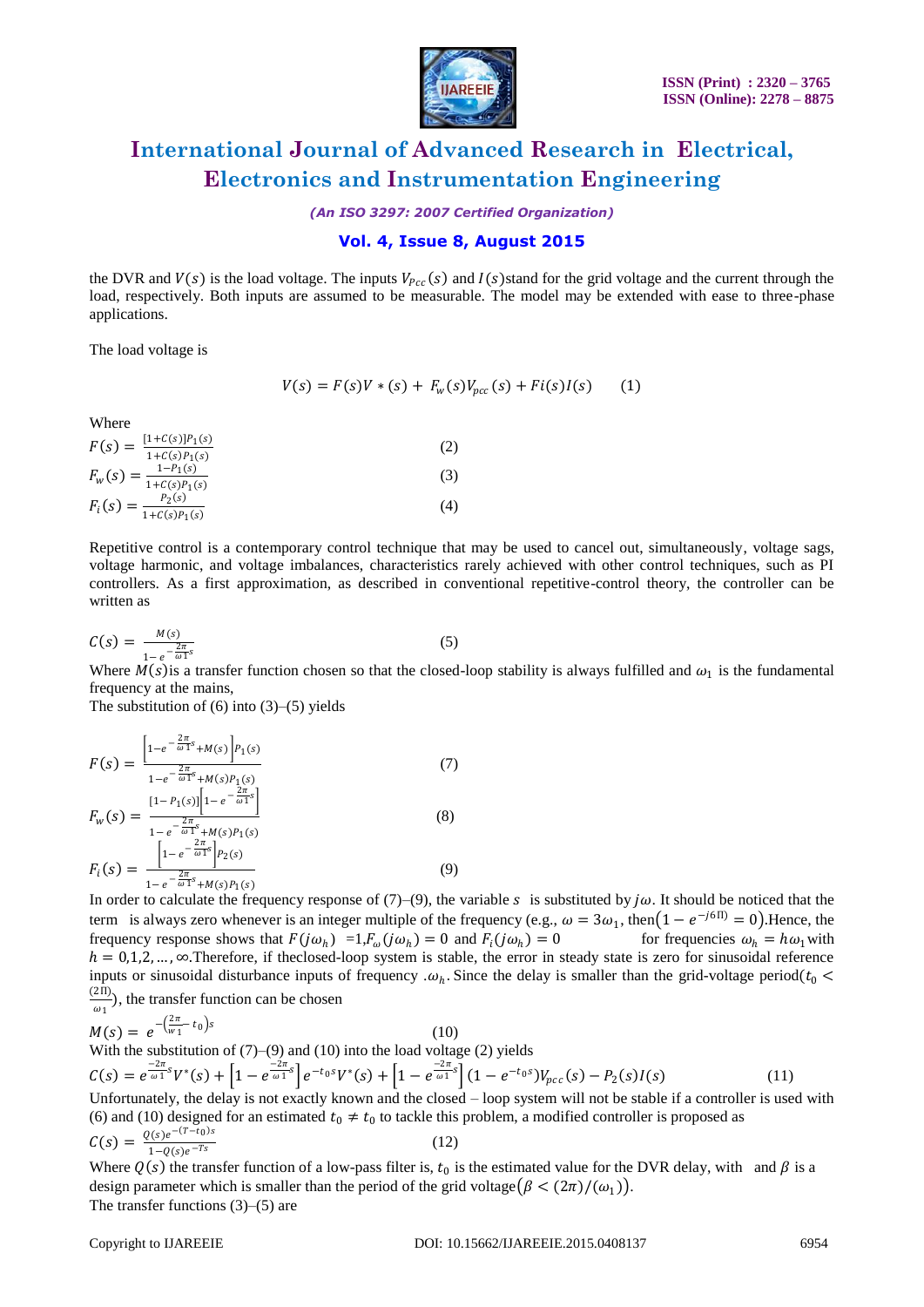the DVR and $V(s)$ is the load voltage. The inputs $V_{Pcc}(s)$ and $I(s)$stand for the grid voltage and the current through the load, respectively. Both inputs are assumed to be measurable. The model may be extended with ease to three-phase applications.

The load voltage is

$$V(s) = F(s)V*(s) + F_w(s)V_{pcc}(s) + Fi(s)I(s) \qquad (1)$$

Where

$$F(s) = \frac{[1+C(s)]P_1(s)}{1+C(s)P_1(s)} \qquad (2)$$

$$F_w(s) = \frac{1-P_1(s)}{1+C(s)P_1(s)} \qquad (3)$$

$$F_i(s) = \frac{P_2(s)}{1+C(s)P_1(s)} \qquad (4)$$

Repetitive control is a contemporary control technique that may be used to cancel out, simultaneously, voltage sags, voltage harmonic, and voltage imbalances, characteristics rarely achieved with other control techniques, such as PI controllers. As a first approximation, as described in conventional repetitive-control theory, the controller can be written as

$$C(s) = \frac{M(s)}{1-e^{-\frac{2\pi}{\omega 1}s}} \qquad (5)$$

Where $M(s)$is a transfer function chosen so that the closed-loop stability is always fulfilled and $\omega_1$ is the fundamental frequency at the mains,

The substitution of (6) into (3)–(5) yields

$$F(s) = \frac{\left[1-e^{-\frac{2\pi}{\omega 1}s}+M(s)\right]P_1(s)}{1-e^{-\frac{2\pi}{\omega 1}s}+M(s)P_1(s)} \qquad (7)$$

$$F_w(s) = \frac{[1-P_1(s)]\left[1-e^{-\frac{2\pi}{\omega 1}s}\right]}{1-e^{-\frac{2\pi}{\omega 1}s}+M(s)P_1(s)} \qquad (8)$$

$$F_i(s) = \frac{\left[1-e^{-\frac{2\pi}{\omega 1}s}\right]P_2(s)}{1-e^{-\frac{2\pi}{\omega 1}s}+M(s)P_1(s)} \qquad (9)$$

In order to calculate the frequency response of (7)–(9), the variable $s$ is substituted by $j\omega$. It should be noticed that the term is always zero whenever is an integer multiple of the frequency (e.g., $\omega = 3\omega_1$, then$\left(1-e^{-j6\Pi}=0\right)$.Hence, the frequency response shows that $F(j\omega_h)$ =1,$F_\omega(j\omega_h) = 0$ and $F_i(j\omega_h) = 0$ for frequencies $\omega_h = h\omega_1$with $h = 0,1,2,\ldots,\infty$.Therefore, if theclosed-loop system is stable, the error in steady state is zero for sinusoidal reference inputs or sinusoidal disturbance inputs of frequency .$\omega_h$. Since the delay is smaller than the grid-voltage period($t_0 < \frac{(2\Pi)}{\omega_1}$), the transfer function can be chosen

$$M(s) = e^{-\left(\frac{2\pi}{w1}-t_0\right)s} \qquad (10)$$

With the substitution of (7)–(9) and (10) into the load voltage (2) yields

$$C(s) = e^{\frac{-2\pi}{\omega 1}s}V^*(s) + \left[1-e^{\frac{-2\pi}{\omega 1}s}\right]e^{-t_0 s}V^*(s) + \left[1-e^{\frac{-2\pi}{\omega 1}s}\right](1-e^{-t_0 s})V_{pcc}(s) - P_2(s)I(s) \qquad (11)$$

Unfortunately, the delay is not exactly known and the closed – loop system will not be stable if a controller is used with (6) and (10) designed for an estimated $t_0 \neq t_0$ to tackle this problem, a modified controller is proposed as

$$C(s) = \frac{Q(s)e^{-(T-t_0)s}}{1-Q(s)e^{-Ts}} \qquad (12)$$

Where $Q(s)$ the transfer function of a low-pass filter is, $t_0$ is the estimated value for the DVR delay, with and $\beta$ is a design parameter which is smaller than the period of the grid voltage$\left(\beta < (2\pi)/(\omega_1)\right)$.

The transfer functions (3)–(5) are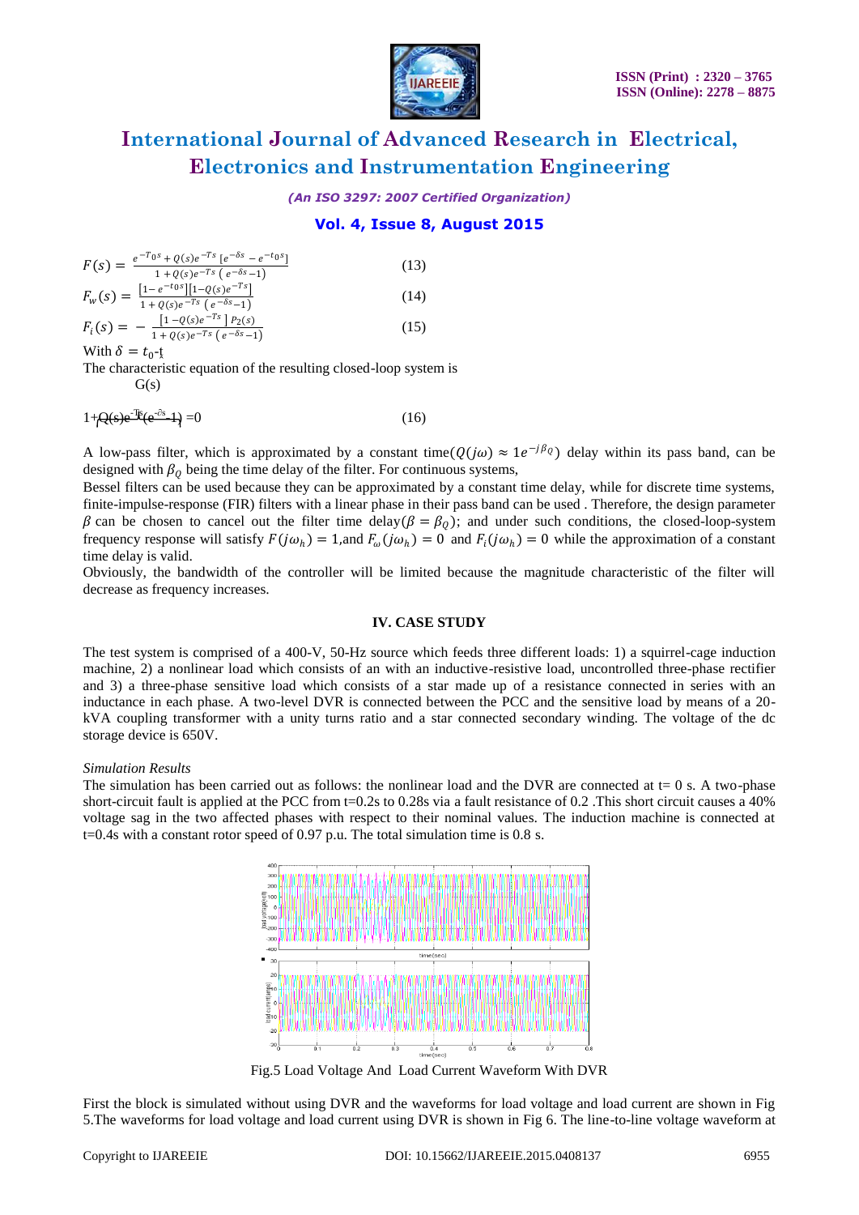$$F(s) = \frac{e^{-T_0 s} + Q(s)e^{-Ts}\left[e^{-\delta s} - e^{-t_0 s}\right]}{1 + Q(s)e^{-Ts}\left(e^{-\delta s} - 1\right)} \tag{13}$$

$$F_w(s) = \frac{\left[1 - e^{-t_0 s}\right]\left[1 - Q(s)e^{-Ts}\right]}{1 + Q(s)e^{-Ts}\left(e^{-\delta s} - 1\right)} \tag{14}$$

$$F_i(s) = -\frac{\left[1 - Q(s)e^{-Ts}\right]P_2(s)}{1 + Q(s)e^{-Ts}\left(e^{-\delta s} - 1\right)} \tag{15}$$

With $\delta = t_0$-t

The characteristic equation of the resulting closed-loop system is G(s)

$$1 + Q(s)e^{-Ts}(e^{-\delta s} - 1) = 0 \tag{16}$$

A low-pass filter, which is approximated by a constant time($Q(j\omega) \approx 1e^{-j\beta_Q}$) delay within its pass band, can be designed with $\beta_Q$ being the time delay of the filter. For continuous systems,

Bessel filters can be used because they can be approximated by a constant time delay, while for discrete time systems, finite-impulse-response (FIR) filters with a linear phase in their pass band can be used . Therefore, the design parameter $\beta$ can be chosen to cancel out the filter time delay($\beta = \beta_Q$); and under such conditions, the closed-loop-system frequency response will satisfy $F(j\omega_h) = 1$,and $F_\omega(j\omega_h) = 0$ and $F_i(j\omega_h) = 0$ while the approximation of a constant time delay is valid.

Obviously, the bandwidth of the controller will be limited because the magnitude characteristic of the filter will decrease as frequency increases.

## IV. CASE STUDY

The test system is comprised of a 400-V, 50-Hz source which feeds three different loads: 1) a squirrel-cage induction machine, 2) a nonlinear load which consists of an with an inductive-resistive load, uncontrolled three-phase rectifier and 3) a three-phase sensitive load which consists of a star made up of a resistance connected in series with an inductance in each phase. A two-level DVR is connected between the PCC and the sensitive load by means of a 20-kVA coupling transformer with a unity turns ratio and a star connected secondary winding. The voltage of the dc storage device is 650V.

*Simulation Results*

The simulation has been carried out as follows: the nonlinear load and the DVR are connected at t= 0 s. A two-phase short-circuit fault is applied at the PCC from t=0.2s to 0.28s via a fault resistance of 0.2 .This short circuit causes a 40% voltage sag in the two affected phases with respect to their nominal values. The induction machine is connected at t=0.4s with a constant rotor speed of 0.97 p.u. The total simulation time is 0.8 s.

Fig.5 Load Voltage And Load Current Waveform With DVR

First the block is simulated without using DVR and the waveforms for load voltage and load current are shown in Fig 5.The waveforms for load voltage and load current using DVR is shown in Fig 6. The line-to-line voltage waveform at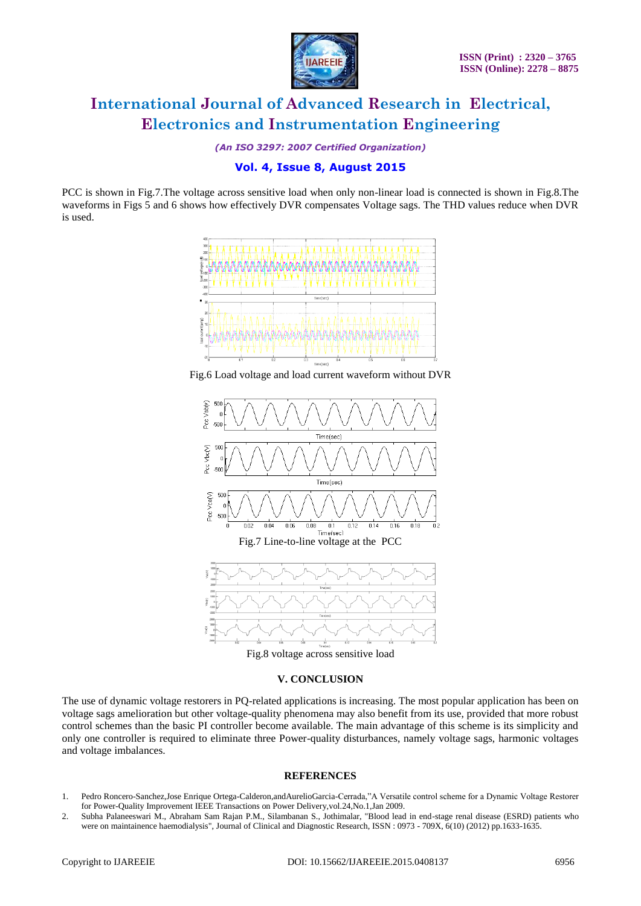PCC is shown in Fig.7.The voltage across sensitive load when only non-linear load is connected is shown in Fig.8.The waveforms in Figs 5 and 6 shows how effectively DVR compensates Voltage sags. The THD values reduce when DVR is used.

Fig.6 Load voltage and load current waveform without DVR

Fig.7 Line-to-line voltage at the PCC

Fig.8 voltage across sensitive load

## V. CONCLUSION

The use of dynamic voltage restorers in PQ-related applications is increasing. The most popular application has been on voltage sags amelioration but other voltage-quality phenomena may also benefit from its use, provided that more robust control schemes than the basic PI controller become available. The main advantage of this scheme is its simplicity and only one controller is required to eliminate three Power-quality disturbances, namely voltage sags, harmonic voltages and voltage imbalances.

## REFERENCES

1. Pedro Roncero-Sanchez,Jose Enrique Ortega-Calderon,andAurelioGarcia-Cerrada,"A Versatile control scheme for a Dynamic Voltage Restorer for Power-Quality Improvement IEEE Transactions on Power Delivery,vol.24,No.1,Jan 2009.
2. Subha Palaneeswari M., Abraham Sam Rajan P.M., Silambanan S., Jothimalar, "Blood lead in end-stage renal disease (ESRD) patients who were on maintainence haemodialysis", Journal of Clinical and Diagnostic Research, ISSN : 0973 - 709X, 6(10) (2012) pp.1633-1635.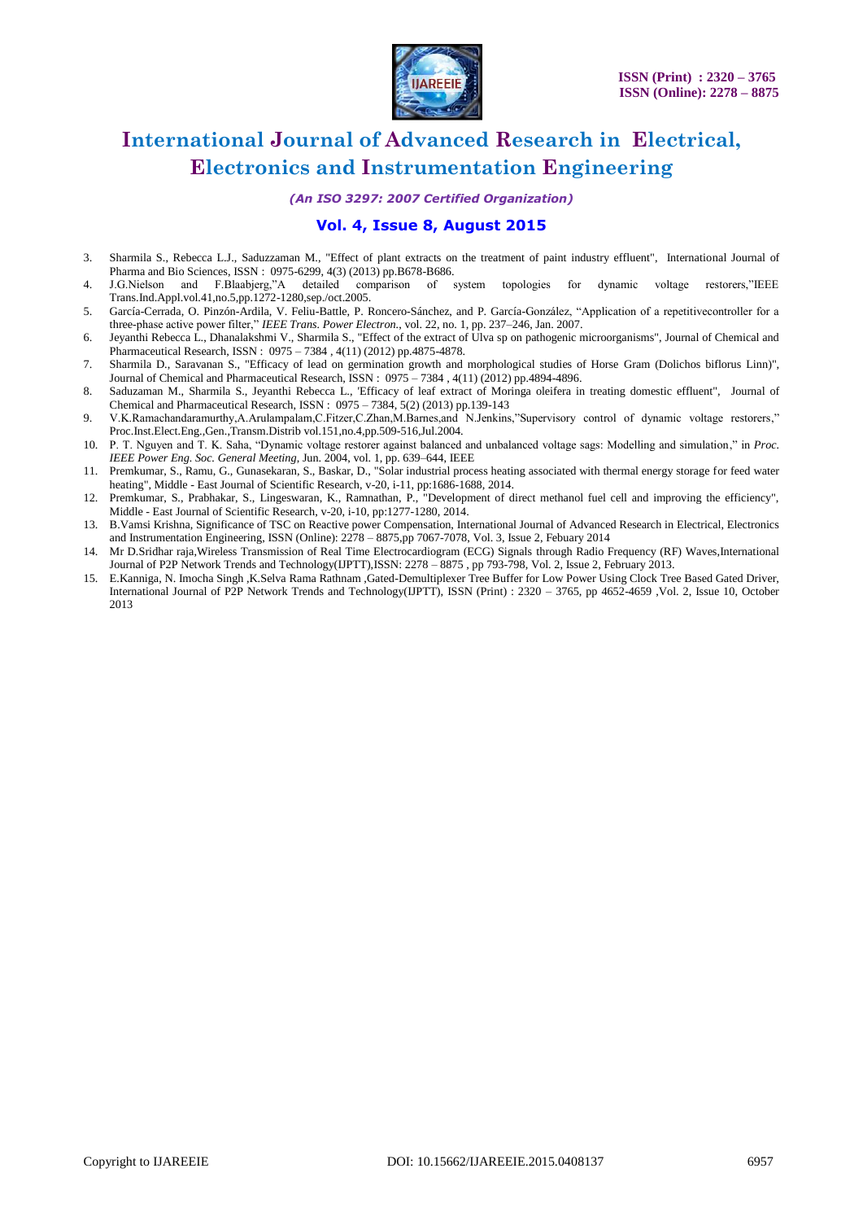3. Sharmila S., Rebecca L.J., Saduzzaman M., "Effect of plant extracts on the treatment of paint industry effluent", International Journal of Pharma and Bio Sciences, ISSN : 0975-6299, 4(3) (2013) pp.B678-B686.
4. J.G.Nielson and F.Blaabjerg,"A detailed comparison of system topologies for dynamic voltage restorers,"IEEE Trans.Ind.Appl.vol.41,no.5,pp.1272-1280,sep./oct.2005.
5. García-Cerrada, O. Pinzón-Ardila, V. Feliu-Battle, P. Roncero-Sánchez, and P. García-González, "Application of a repetitivecontroller for a three-phase active power filter," *IEEE Trans. Power Electron.*, vol. 22, no. 1, pp. 237–246, Jan. 2007.
6. Jeyanthi Rebecca L., Dhanalakshmi V., Sharmila S., "Effect of the extract of Ulva sp on pathogenic microorganisms", Journal of Chemical and Pharmaceutical Research, ISSN : 0975 – 7384 , 4(11) (2012) pp.4875-4878.
7. Sharmila D., Saravanan S., "Efficacy of lead on germination growth and morphological studies of Horse Gram (Dolichos biflorus Linn)", Journal of Chemical and Pharmaceutical Research, ISSN : 0975 – 7384 , 4(11) (2012) pp.4894-4896.
8. Saduzaman M., Sharmila S., Jeyanthi Rebecca L., 'Efficacy of leaf extract of Moringa oleifera in treating domestic effluent", Journal of Chemical and Pharmaceutical Research, ISSN : 0975 – 7384, 5(2) (2013) pp.139-143
9. V.K.Ramachandaramurthy,A.Arulampalam,C.Fitzer,C.Zhan,M.Barnes,and N.Jenkins,"Supervisory control of dynamic voltage restorers," Proc.Inst.Elect.Eng.,Gen.,Transm.Distrib vol.151,no.4,pp.509-516,Jul.2004.
10. P. T. Nguyen and T. K. Saha, "Dynamic voltage restorer against balanced and unbalanced voltage sags: Modelling and simulation," in *Proc. IEEE Power Eng. Soc. General Meeting*, Jun. 2004, vol. 1, pp. 639–644, IEEE
11. Premkumar, S., Ramu, G., Gunasekaran, S., Baskar, D., "Solar industrial process heating associated with thermal energy storage for feed water heating", Middle - East Journal of Scientific Research, v-20, i-11, pp:1686-1688, 2014.
12. Premkumar, S., Prabhakar, S., Lingeswaran, K., Ramnathan, P., "Development of direct methanol fuel cell and improving the efficiency", Middle - East Journal of Scientific Research, v-20, i-10, pp:1277-1280, 2014.
13. B.Vamsi Krishna, Significance of TSC on Reactive power Compensation, International Journal of Advanced Research in Electrical, Electronics and Instrumentation Engineering, ISSN (Online): 2278 – 8875,pp 7067-7078, Vol. 3, Issue 2, Febuary 2014
14. Mr D.Sridhar raja,Wireless Transmission of Real Time Electrocardiogram (ECG) Signals through Radio Frequency (RF) Waves,International Journal of P2P Network Trends and Technology(IJPTT),ISSN: 2278 – 8875 , pp 793-798, Vol. 2, Issue 2, February 2013.
15. E.Kanniga, N. Imocha Singh ,K.Selva Rama Rathnam ,Gated-Demultiplexer Tree Buffer for Low Power Using Clock Tree Based Gated Driver, International Journal of P2P Network Trends and Technology(IJPTT), ISSN (Print) : 2320 – 3765, pp 4652-4659 ,Vol. 2, Issue 10, October 2013